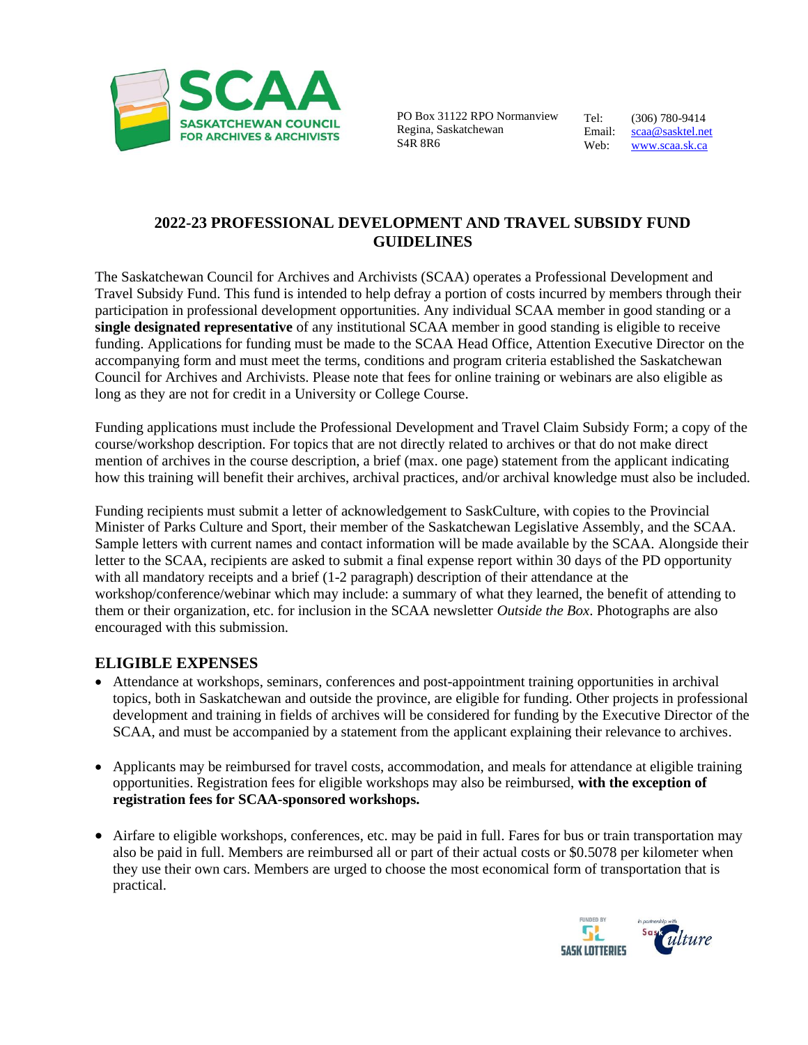**SCAA**
**SASKATCHEWAN COUNCIL FOR ARCHIVES & ARCHIVISTS**

PO Box 31122 RPO Normanview
Regina, Saskatchewan
S4R 8R6

Tel: (306) 780-9414
Email: scaa@sasktel.net
Web: www.scaa.sk.ca

# 2022-23 PROFESSIONAL DEVELOPMENT AND TRAVEL SUBSIDY FUND GUIDELINES

The Saskatchewan Council for Archives and Archivists (SCAA) operates a Professional Development and Travel Subsidy Fund. This fund is intended to help defray a portion of costs incurred by members through their participation in professional development opportunities. Any individual SCAA member in good standing or a **single designated representative** of any institutional SCAA member in good standing is eligible to receive funding. Applications for funding must be made to the SCAA Head Office, Attention Executive Director on the accompanying form and must meet the terms, conditions and program criteria established the Saskatchewan Council for Archives and Archivists. Please note that fees for online training or webinars are also eligible as long as they are not for credit in a University or College Course.

Funding applications must include the Professional Development and Travel Claim Subsidy Form; a copy of the course/workshop description. For topics that are not directly related to archives or that do not make direct mention of archives in the course description, a brief (max. one page) statement from the applicant indicating how this training will benefit their archives, archival practices, and/or archival knowledge must also be included.

Funding recipients must submit a letter of acknowledgement to SaskCulture, with copies to the Provincial Minister of Parks Culture and Sport, their member of the Saskatchewan Legislative Assembly, and the SCAA. Sample letters with current names and contact information will be made available by the SCAA. Alongside their letter to the SCAA, recipients are asked to submit a final expense report within 30 days of the PD opportunity with all mandatory receipts and a brief (1-2 paragraph) description of their attendance at the workshop/conference/webinar which may include: a summary of what they learned, the benefit of attending to them or their organization, etc. for inclusion in the SCAA newsletter *Outside the Box*. Photographs are also encouraged with this submission.

## ELIGIBLE EXPENSES

- Attendance at workshops, seminars, conferences and post-appointment training opportunities in archival topics, both in Saskatchewan and outside the province, are eligible for funding. Other projects in professional development and training in fields of archives will be considered for funding by the Executive Director of the SCAA, and must be accompanied by a statement from the applicant explaining their relevance to archives.

- Applicants may be reimbursed for travel costs, accommodation, and meals for attendance at eligible training opportunities. Registration fees for eligible workshops may also be reimbursed, **with the exception of registration fees for SCAA-sponsored workshops.**

- Airfare to eligible workshops, conferences, etc. may be paid in full. Fares for bus or train transportation may also be paid in full. Members are reimbursed all or part of their actual costs or $0.5078 per kilometer when they use their own cars. Members are urged to choose the most economical form of transportation that is practical.

FUNDED BY SASK LOTTERIES — In partnership with SaskCulture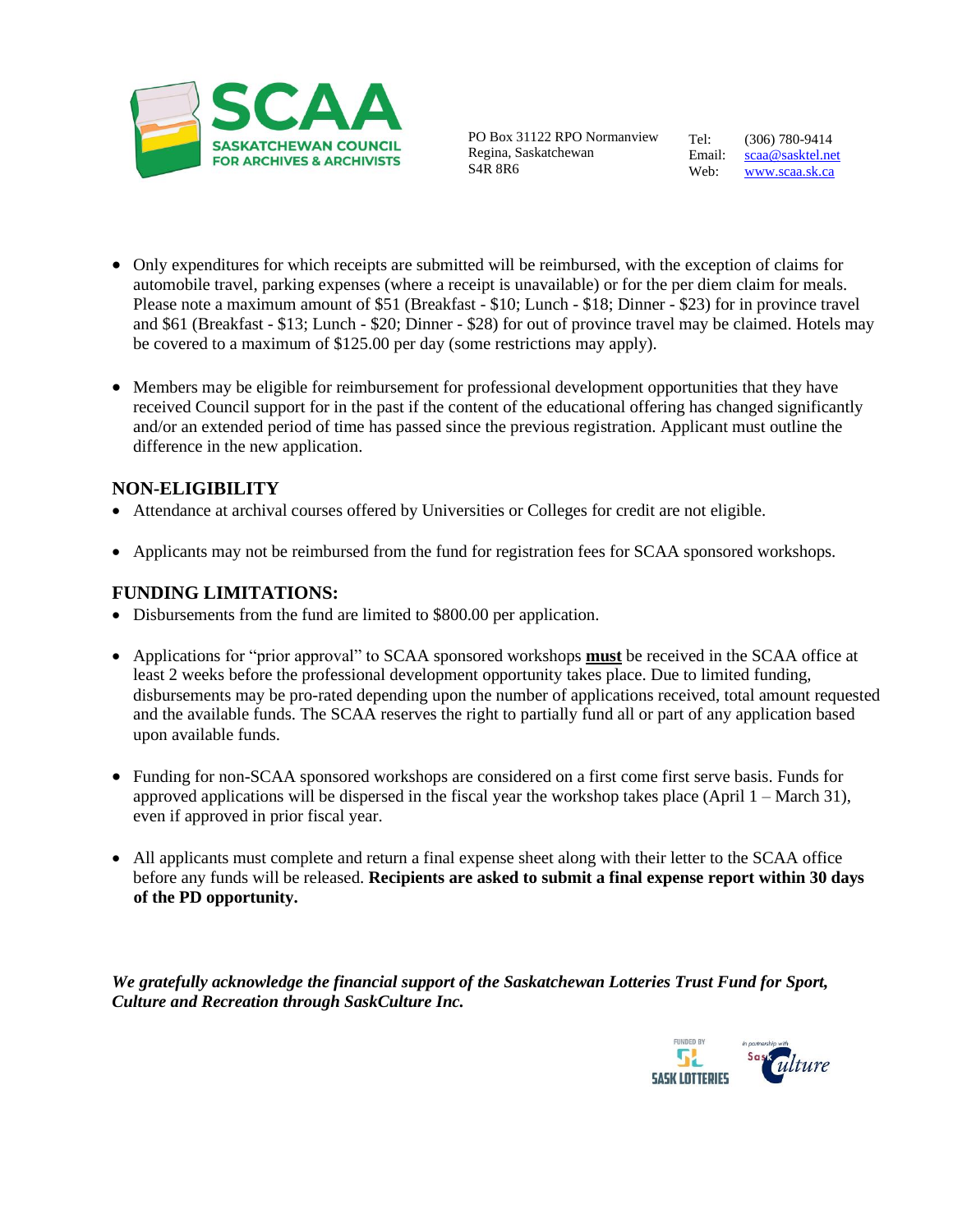- Only expenditures for which receipts are submitted will be reimbursed, with the exception of claims for automobile travel, parking expenses (where a receipt is unavailable) or for the per diem claim for meals. Please note a maximum amount of $51 (Breakfast - $10; Lunch - $18; Dinner - $23) for in province travel and $61 (Breakfast - $13; Lunch - $20; Dinner - $28) for out of province travel may be claimed. Hotels may be covered to a maximum of $125.00 per day (some restrictions may apply).

- Members may be eligible for reimbursement for professional development opportunities that they have received Council support for in the past if the content of the educational offering has changed significantly and/or an extended period of time has passed since the previous registration. Applicant must outline the difference in the new application.

### NON-ELIGIBILITY

- Attendance at archival courses offered by Universities or Colleges for credit are not eligible.

- Applicants may not be reimbursed from the fund for registration fees for SCAA sponsored workshops.

### FUNDING LIMITATIONS:

- Disbursements from the fund are limited to $800.00 per application.

- Applications for "prior approval" to SCAA sponsored workshops **must** be received in the SCAA office at least 2 weeks before the professional development opportunity takes place. Due to limited funding, disbursements may be pro-rated depending upon the number of applications received, total amount requested and the available funds. The SCAA reserves the right to partially fund all or part of any application based upon available funds.

- Funding for non-SCAA sponsored workshops are considered on a first come first serve basis. Funds for approved applications will be dispersed in the fiscal year the workshop takes place (April 1 – March 31), even if approved in prior fiscal year.

- All applicants must complete and return a final expense sheet along with their letter to the SCAA office before any funds will be released. **Recipients are asked to submit a final expense report within 30 days of the PD opportunity.**

***We gratefully acknowledge the financial support of the Saskatchewan Lotteries Trust Fund for Sport, Culture and Recreation through SaskCulture Inc.***